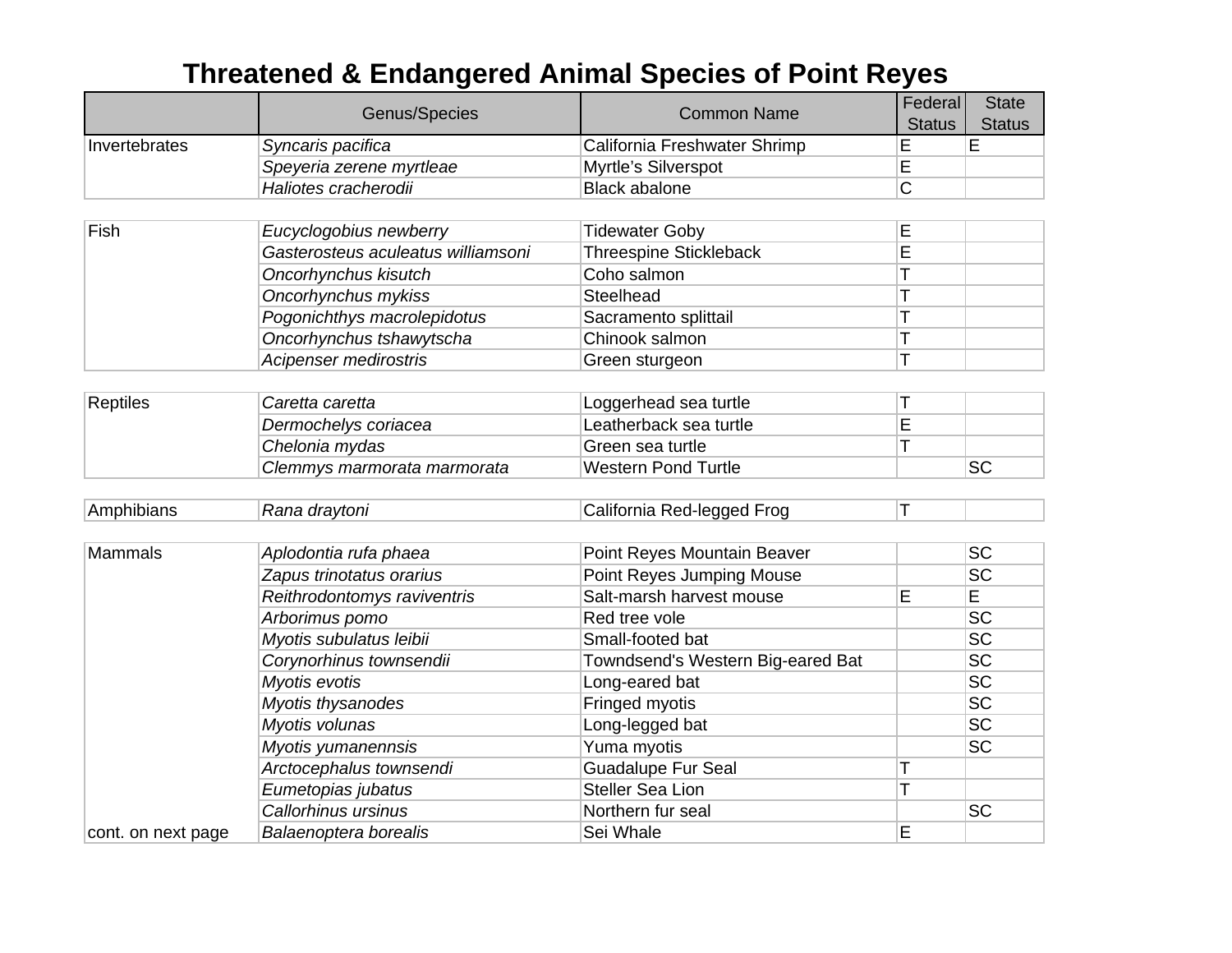# Threatened & Endangered Animal Species of Point Reyes

| | Genus/Species | Common Name | Federal Status | State Status |
|---|---|---|---|---|
| Invertebrates | *Syncaris pacifica* | California Freshwater Shrimp | E | E |
| | *Speyeria zerene myrtleae* | Myrtle's Silverspot | E | |
| | *Haliotes cracherodii* | Black abalone | C | |
| Fish | *Eucyclogobius newberry* | Tidewater Goby | E | |
| | *Gasterosteus aculeatus williamsoni* | Threespine Stickleback | E | |
| | *Oncorhynchus kisutch* | Coho salmon | T | |
| | *Oncorhynchus mykiss* | Steelhead | T | |
| | *Pogonichthys macrolepidotus* | Sacramento splittail | T | |
| | *Oncorhynchus tshawytscha* | Chinook salmon | T | |
| | *Acipenser medirostris* | Green sturgeon | T | |
| Reptiles | *Caretta caretta* | Loggerhead sea turtle | T | |
| | *Dermochelys coriacea* | Leatherback sea turtle | E | |
| | *Chelonia mydas* | Green sea turtle | T | |
| | *Clemmys marmorata marmorata* | Western Pond Turtle | | SC |
| Amphibians | *Rana draytoni* | California Red-legged Frog | T | |
| Mammals | *Aplodontia rufa phaea* | Point Reyes Mountain Beaver | | SC |
| | *Zapus trinotatus orarius* | Point Reyes Jumping Mouse | | SC |
| | *Reithrodontomys raviventris* | Salt-marsh harvest mouse | E | E |
| | *Arborimus pomo* | Red tree vole | | SC |
| | *Myotis subulatus leibii* | Small-footed bat | | SC |
| | *Corynorhinus townsendii* | Towndsend's Western Big-eared Bat | | SC |
| | *Myotis evotis* | Long-eared bat | | SC |
| | *Myotis thysanodes* | Fringed myotis | | SC |
| | *Myotis volunas* | Long-legged bat | | SC |
| | *Myotis yumanennsis* | Yuma myotis | | SC |
| | *Arctocephalus townsendi* | Guadalupe Fur Seal | T | |
| | *Eumetopias jubatus* | Steller Sea Lion | T | |
| | *Callorhinus ursinus* | Northern fur seal | | SC |
| cont. on next page | *Balaenoptera borealis* | Sei Whale | E | |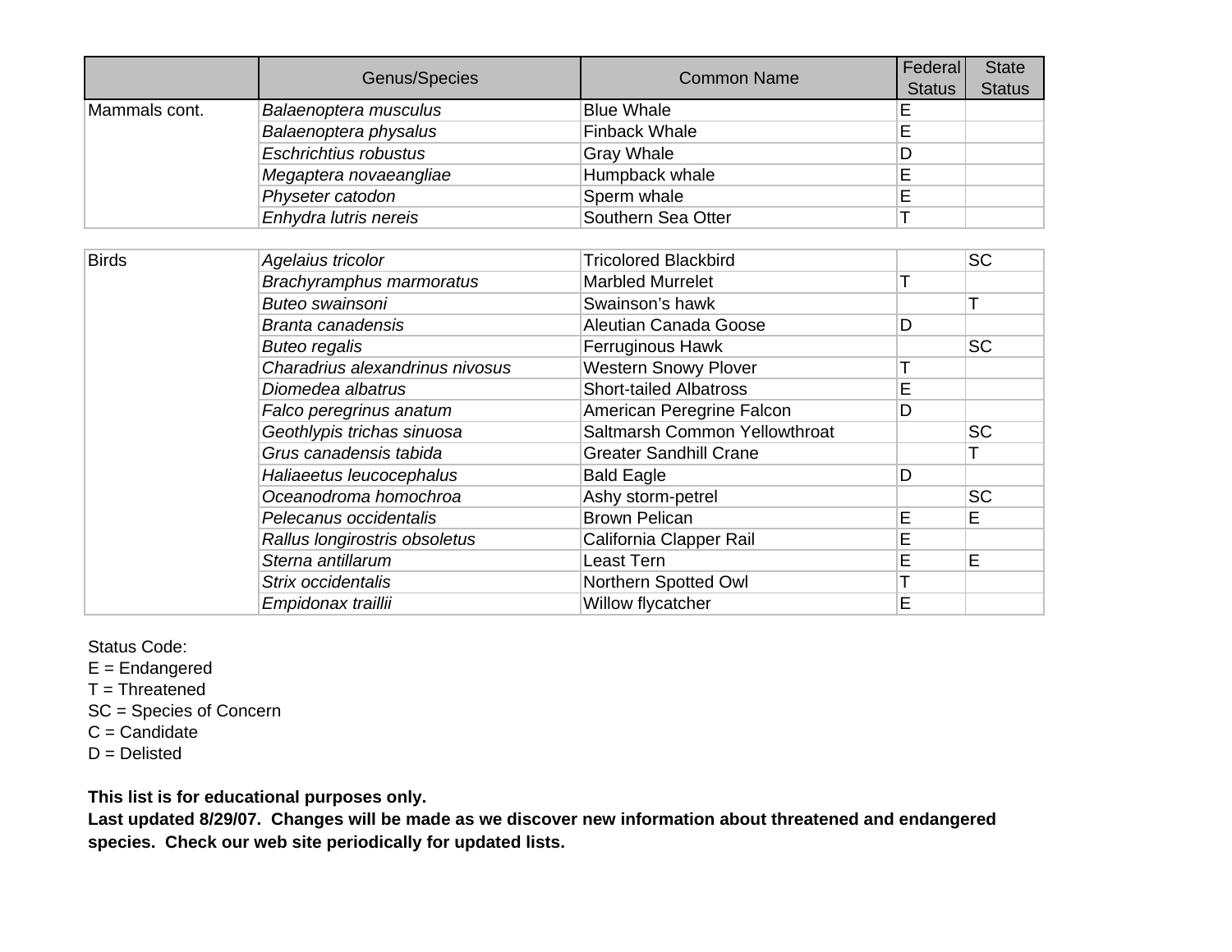| | Genus/Species | Common Name | Federal Status | State Status |
|---|---|---|---|---|
| Mammals cont. | *Balaenoptera musculus* | Blue Whale | E | |
| | *Balaenoptera physalus* | Finback Whale | E | |
| | *Eschrichtius robustus* | Gray Whale | D | |
| | *Megaptera novaeangliae* | Humpback whale | E | |
| | *Physeter catodon* | Sperm whale | E | |
| | *Enhydra lutris nereis* | Southern Sea Otter | T | |
| Birds | *Agelaius tricolor* | Tricolored Blackbird | | SC |
| | *Brachyramphus marmoratus* | Marbled Murrelet | T | |
| | *Buteo swainsoni* | Swainson's hawk | | T |
| | *Branta canadensis* | Aleutian Canada Goose | D | |
| | *Buteo regalis* | Ferruginous Hawk | | SC |
| | *Charadrius alexandrinus nivosus* | Western Snowy Plover | T | |
| | *Diomedea albatrus* | Short-tailed Albatross | E | |
| | *Falco peregrinus anatum* | American Peregrine Falcon | D | |
| | *Geothlypis trichas sinuosa* | Saltmarsh Common Yellowthroat | | SC |
| | *Grus canadensis tabida* | Greater Sandhill Crane | | T |
| | *Haliaeetus leucocephalus* | Bald Eagle | D | |
| | *Oceanodroma homochroa* | Ashy storm-petrel | | SC |
| | *Pelecanus occidentalis* | Brown Pelican | E | E |
| | *Rallus longirostris obsoletus* | California Clapper Rail | E | |
| | *Sterna antillarum* | Least Tern | E | E |
| | *Strix occidentalis* | Northern Spotted Owl | T | |
| | *Empidonax traillii* | Willow flycatcher | E | |

Status Code:
E = Endangered
T = Threatened
SC = Species of Concern
C = Candidate
D = Delisted

**This list is for educational purposes only.**
**Last updated 8/29/07. Changes will be made as we discover new information about threatened and endangered species. Check our web site periodically for updated lists.**